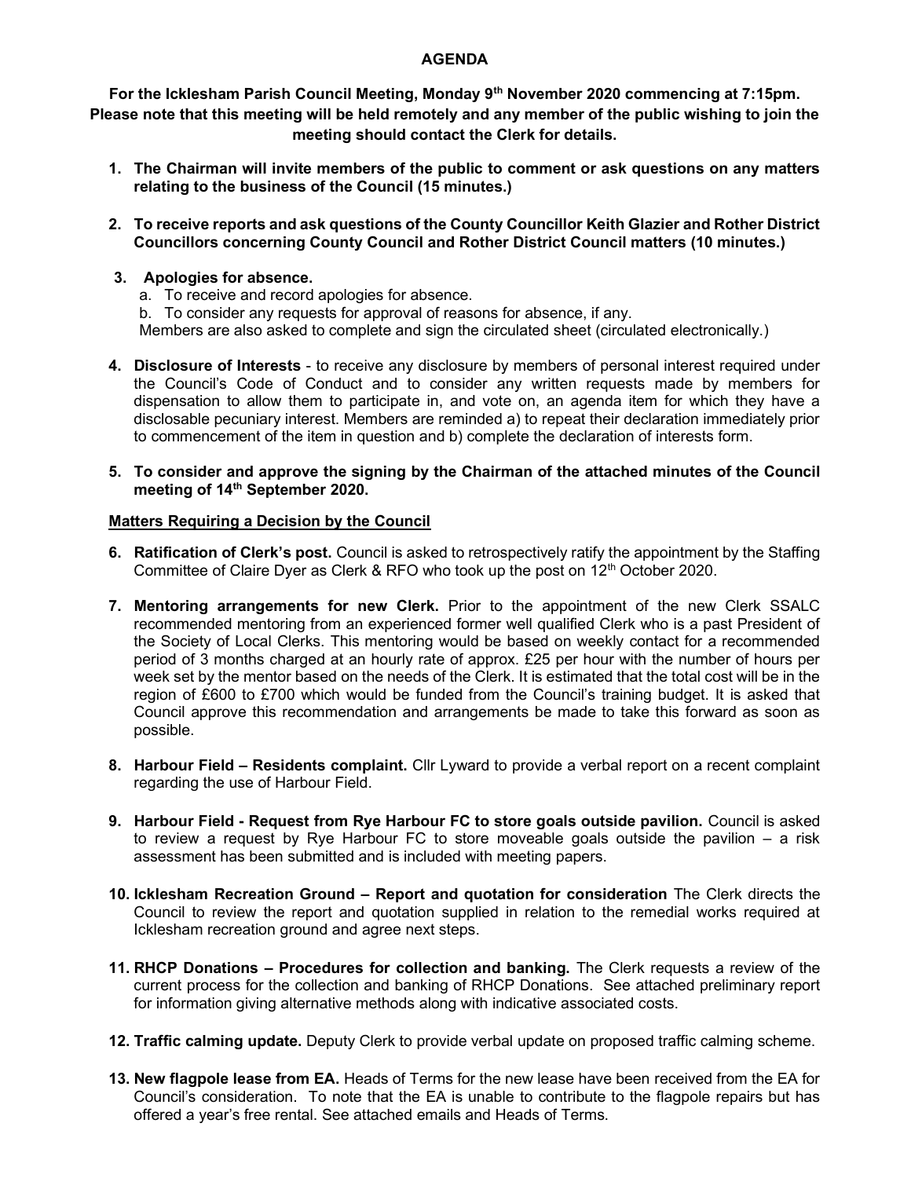# AGENDA

**For the Icklesham Parish Council Meeting, Monday 9th November 2020 commencing at 7:15pm. Please note that this meeting will be held remotely and any member of the public wishing to join the meeting should contact the Clerk for details.**

1. **The Chairman will invite members of the public to comment or ask questions on any matters relating to the business of the Council (15 minutes.)**

2. **To receive reports and ask questions of the County Councillor Keith Glazier and Rother District Councillors concerning County Council and Rother District Council matters (10 minutes.)**

3. **Apologies for absence.**
   a. To receive and record apologies for absence.
   b. To consider any requests for approval of reasons for absence, if any.
   
   Members are also asked to complete and sign the circulated sheet (circulated electronically.)

4. **Disclosure of Interests** - to receive any disclosure by members of personal interest required under the Council's Code of Conduct and to consider any written requests made by members for dispensation to allow them to participate in, and vote on, an agenda item for which they have a disclosable pecuniary interest. Members are reminded a) to repeat their declaration immediately prior to commencement of the item in question and b) complete the declaration of interests form.

5. **To consider and approve the signing by the Chairman of the attached minutes of the Council meeting of 14th September 2020.**

## Matters Requiring a Decision by the Council

6. **Ratification of Clerk's post.** Council is asked to retrospectively ratify the appointment by the Staffing Committee of Claire Dyer as Clerk & RFO who took up the post on 12th October 2020.

7. **Mentoring arrangements for new Clerk.** Prior to the appointment of the new Clerk SSALC recommended mentoring from an experienced former well qualified Clerk who is a past President of the Society of Local Clerks. This mentoring would be based on weekly contact for a recommended period of 3 months charged at an hourly rate of approx. £25 per hour with the number of hours per week set by the mentor based on the needs of the Clerk. It is estimated that the total cost will be in the region of £600 to £700 which would be funded from the Council's training budget. It is asked that Council approve this recommendation and arrangements be made to take this forward as soon as possible.

8. **Harbour Field – Residents complaint.** Cllr Lyward to provide a verbal report on a recent complaint regarding the use of Harbour Field.

9. **Harbour Field - Request from Rye Harbour FC to store goals outside pavilion.** Council is asked to review a request by Rye Harbour FC to store moveable goals outside the pavilion – a risk assessment has been submitted and is included with meeting papers.

10. **Icklesham Recreation Ground – Report and quotation for consideration** The Clerk directs the Council to review the report and quotation supplied in relation to the remedial works required at Icklesham recreation ground and agree next steps.

11. **RHCP Donations – Procedures for collection and banking.** The Clerk requests a review of the current process for the collection and banking of RHCP Donations. See attached preliminary report for information giving alternative methods along with indicative associated costs.

12. **Traffic calming update.** Deputy Clerk to provide verbal update on proposed traffic calming scheme.

13. **New flagpole lease from EA.** Heads of Terms for the new lease have been received from the EA for Council's consideration. To note that the EA is unable to contribute to the flagpole repairs but has offered a year's free rental. See attached emails and Heads of Terms.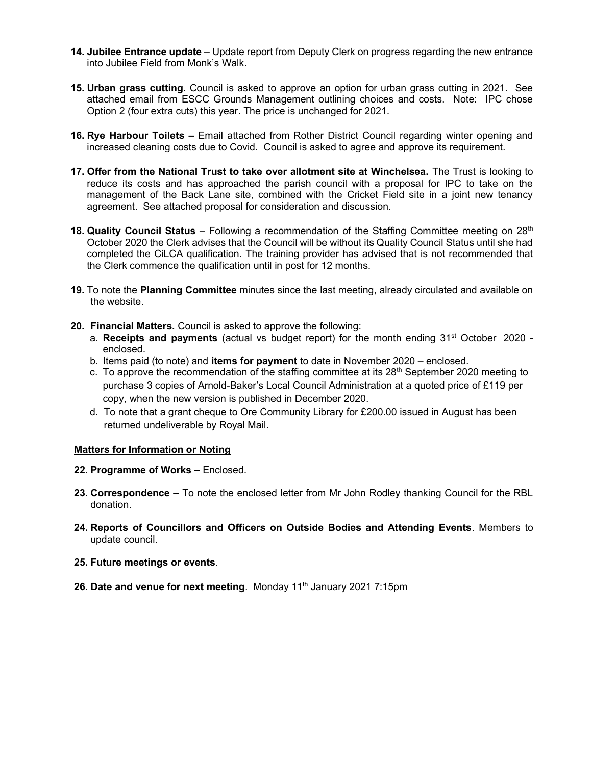14. **Jubilee Entrance update** – Update report from Deputy Clerk on progress regarding the new entrance into Jubilee Field from Monk's Walk.

15. **Urban grass cutting.** Council is asked to approve an option for urban grass cutting in 2021. See attached email from ESCC Grounds Management outlining choices and costs. Note: IPC chose Option 2 (four extra cuts) this year. The price is unchanged for 2021.

16. **Rye Harbour Toilets –** Email attached from Rother District Council regarding winter opening and increased cleaning costs due to Covid. Council is asked to agree and approve its requirement.

17. **Offer from the National Trust to take over allotment site at Winchelsea.** The Trust is looking to reduce its costs and has approached the parish council with a proposal for IPC to take on the management of the Back Lane site, combined with the Cricket Field site in a joint new tenancy agreement. See attached proposal for consideration and discussion.

18. **Quality Council Status** – Following a recommendation of the Staffing Committee meeting on 28th October 2020 the Clerk advises that the Council will be without its Quality Council Status until she had completed the CiLCA qualification. The training provider has advised that is not recommended that the Clerk commence the qualification until in post for 12 months.

19. To note the **Planning Committee** minutes since the last meeting, already circulated and available on the website.

20. **Financial Matters.** Council is asked to approve the following:
    a. **Receipts and payments** (actual vs budget report) for the month ending 31st October 2020 - enclosed.
    b. Items paid (to note) and **items for payment** to date in November 2020 – enclosed.
    c. To approve the recommendation of the staffing committee at its 28th September 2020 meeting to purchase 3 copies of Arnold-Baker's Local Council Administration at a quoted price of £119 per copy, when the new version is published in December 2020.
    d. To note that a grant cheque to Ore Community Library for £200.00 issued in August has been returned undeliverable by Royal Mail.

**<u>Matters for Information or Noting</u>**

22. **Programme of Works –** Enclosed.

23. **Correspondence –** To note the enclosed letter from Mr John Rodley thanking Council for the RBL donation.

24. **Reports of Councillors and Officers on Outside Bodies and Attending Events**. Members to update council.

25. **Future meetings or events**.

26. **Date and venue for next meeting**. Monday 11th January 2021 7:15pm